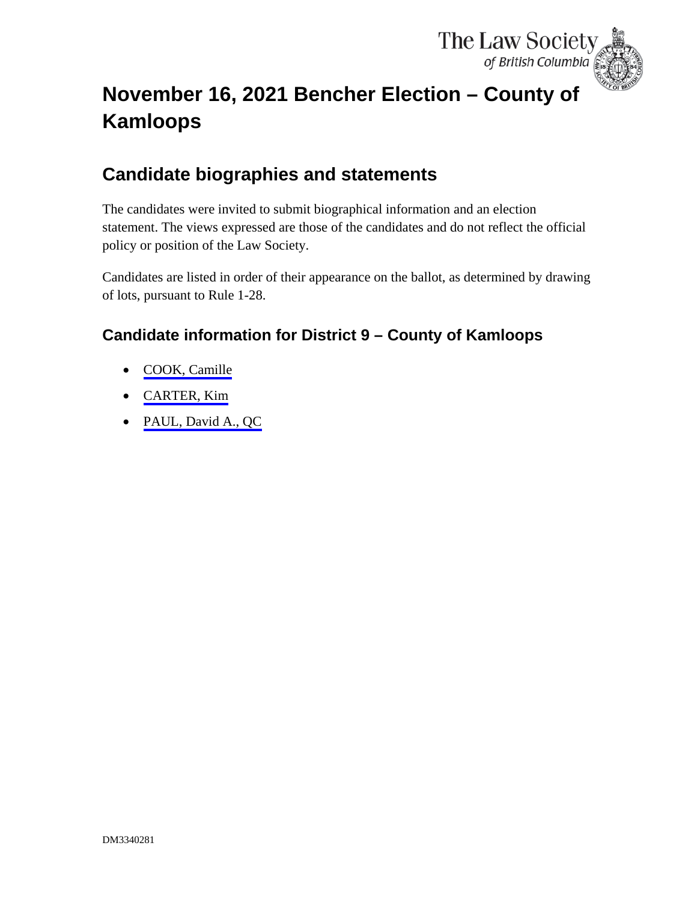# November 16, 2021 Bencher Election – County of Kamloops

## Candidate biographies and statements

The candidates were invited to submit biographical information and an election statement. The views expressed are those of the candidates and do not reflect the official policy or position of the Law Society.

Candidates are listed in order of their appearance on the ballot, as determined by drawing of lots, pursuant to Rule 1-28.

### Candidate information for District 9 – County of Kamloops

- COOK, Camille
- CARTER, Kim
- PAUL, David A., QC

DM3340281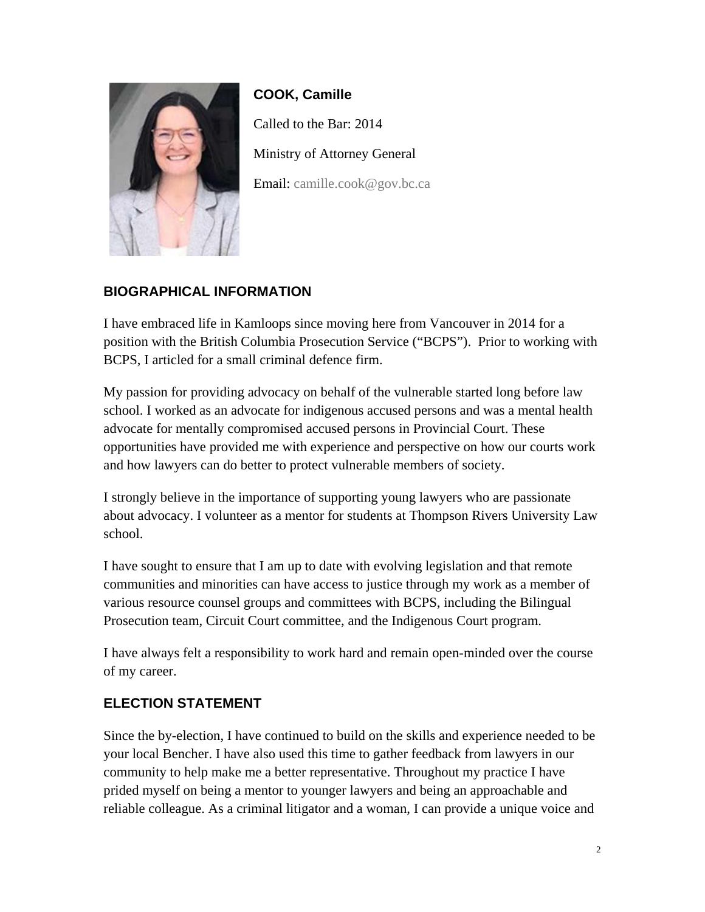**COOK, Camille**

Called to the Bar: 2014

Ministry of Attorney General

Email: camille.cook@gov.bc.ca

## BIOGRAPHICAL INFORMATION

I have embraced life in Kamloops since moving here from Vancouver in 2014 for a position with the British Columbia Prosecution Service ("BCPS"). Prior to working with BCPS, I articled for a small criminal defence firm.

My passion for providing advocacy on behalf of the vulnerable started long before law school. I worked as an advocate for indigenous accused persons and was a mental health advocate for mentally compromised accused persons in Provincial Court. These opportunities have provided me with experience and perspective on how our courts work and how lawyers can do better to protect vulnerable members of society.

I strongly believe in the importance of supporting young lawyers who are passionate about advocacy. I volunteer as a mentor for students at Thompson Rivers University Law school.

I have sought to ensure that I am up to date with evolving legislation and that remote communities and minorities can have access to justice through my work as a member of various resource counsel groups and committees with BCPS, including the Bilingual Prosecution team, Circuit Court committee, and the Indigenous Court program.

I have always felt a responsibility to work hard and remain open-minded over the course of my career.

## ELECTION STATEMENT

Since the by-election, I have continued to build on the skills and experience needed to be your local Bencher. I have also used this time to gather feedback from lawyers in our community to help make me a better representative. Throughout my practice I have prided myself on being a mentor to younger lawyers and being an approachable and reliable colleague. As a criminal litigator and a woman, I can provide a unique voice and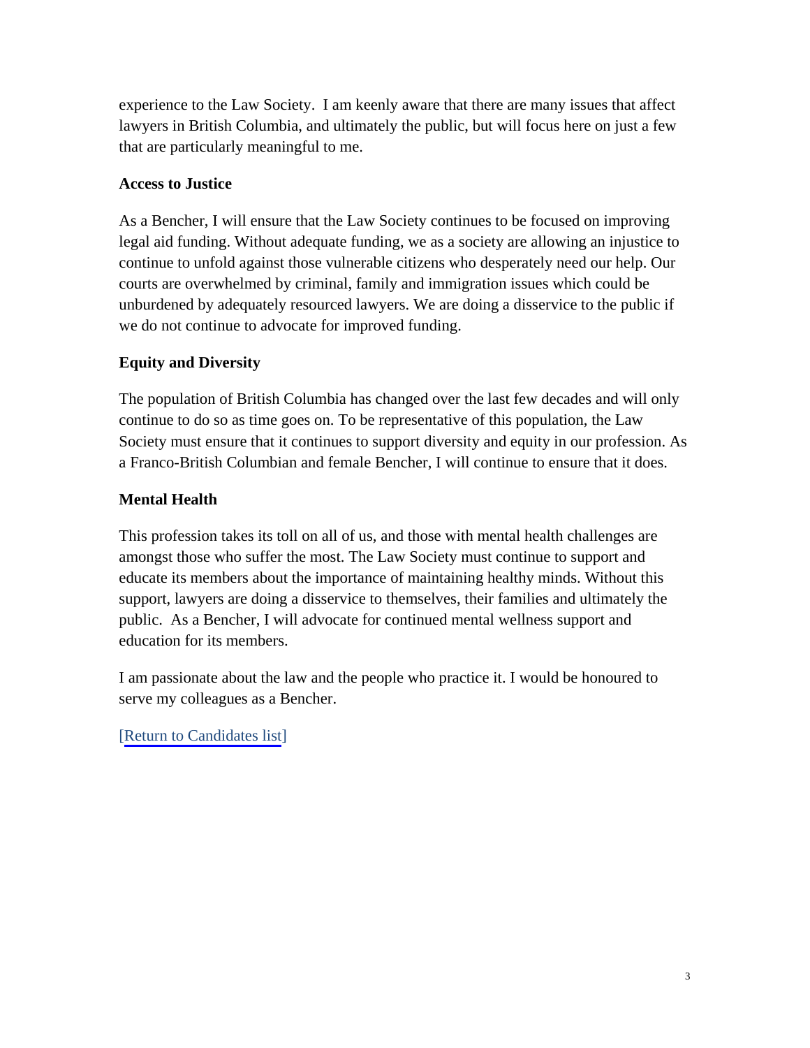experience to the Law Society. I am keenly aware that there are many issues that affect lawyers in British Columbia, and ultimately the public, but will focus here on just a few that are particularly meaningful to me.

**Access to Justice**

As a Bencher, I will ensure that the Law Society continues to be focused on improving legal aid funding. Without adequate funding, we as a society are allowing an injustice to continue to unfold against those vulnerable citizens who desperately need our help. Our courts are overwhelmed by criminal, family and immigration issues which could be unburdened by adequately resourced lawyers. We are doing a disservice to the public if we do not continue to advocate for improved funding.

**Equity and Diversity**

The population of British Columbia has changed over the last few decades and will only continue to do so as time goes on. To be representative of this population, the Law Society must ensure that it continues to support diversity and equity in our profession. As a Franco-British Columbian and female Bencher, I will continue to ensure that it does.

**Mental Health**

This profession takes its toll on all of us, and those with mental health challenges are amongst those who suffer the most. The Law Society must continue to support and educate its members about the importance of maintaining healthy minds. Without this support, lawyers are doing a disservice to themselves, their families and ultimately the public. As a Bencher, I will advocate for continued mental wellness support and education for its members.

I am passionate about the law and the people who practice it. I would be honoured to serve my colleagues as a Bencher.

[Return to Candidates list]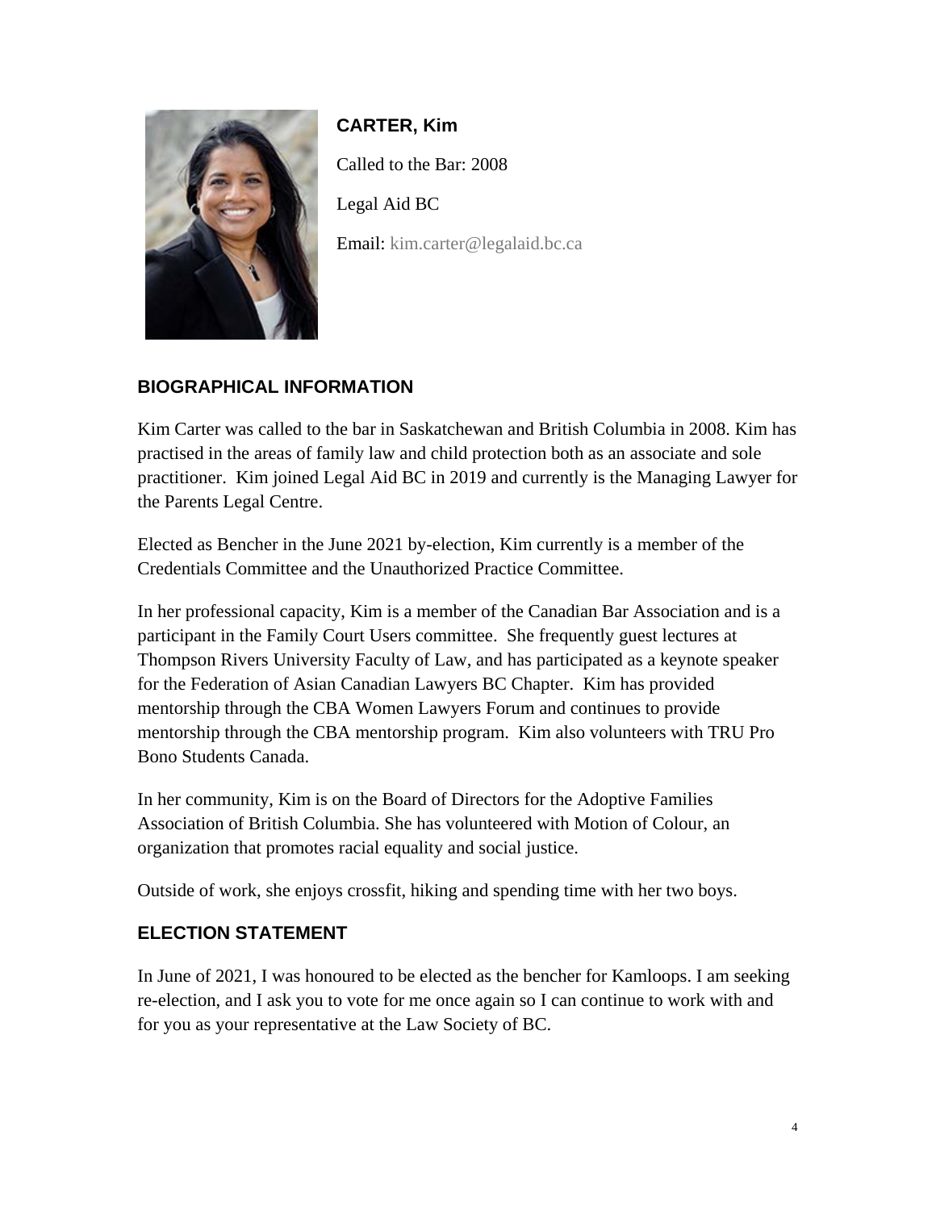**CARTER, Kim**

Called to the Bar: 2008

Legal Aid BC

Email: kim.carter@legalaid.bc.ca

## BIOGRAPHICAL INFORMATION

Kim Carter was called to the bar in Saskatchewan and British Columbia in 2008. Kim has practised in the areas of family law and child protection both as an associate and sole practitioner. Kim joined Legal Aid BC in 2019 and currently is the Managing Lawyer for the Parents Legal Centre.

Elected as Bencher in the June 2021 by-election, Kim currently is a member of the Credentials Committee and the Unauthorized Practice Committee.

In her professional capacity, Kim is a member of the Canadian Bar Association and is a participant in the Family Court Users committee. She frequently guest lectures at Thompson Rivers University Faculty of Law, and has participated as a keynote speaker for the Federation of Asian Canadian Lawyers BC Chapter. Kim has provided mentorship through the CBA Women Lawyers Forum and continues to provide mentorship through the CBA mentorship program. Kim also volunteers with TRU Pro Bono Students Canada.

In her community, Kim is on the Board of Directors for the Adoptive Families Association of British Columbia. She has volunteered with Motion of Colour, an organization that promotes racial equality and social justice.

Outside of work, she enjoys crossfit, hiking and spending time with her two boys.

## ELECTION STATEMENT

In June of 2021, I was honoured to be elected as the bencher for Kamloops. I am seeking re-election, and I ask you to vote for me once again so I can continue to work with and for you as your representative at the Law Society of BC.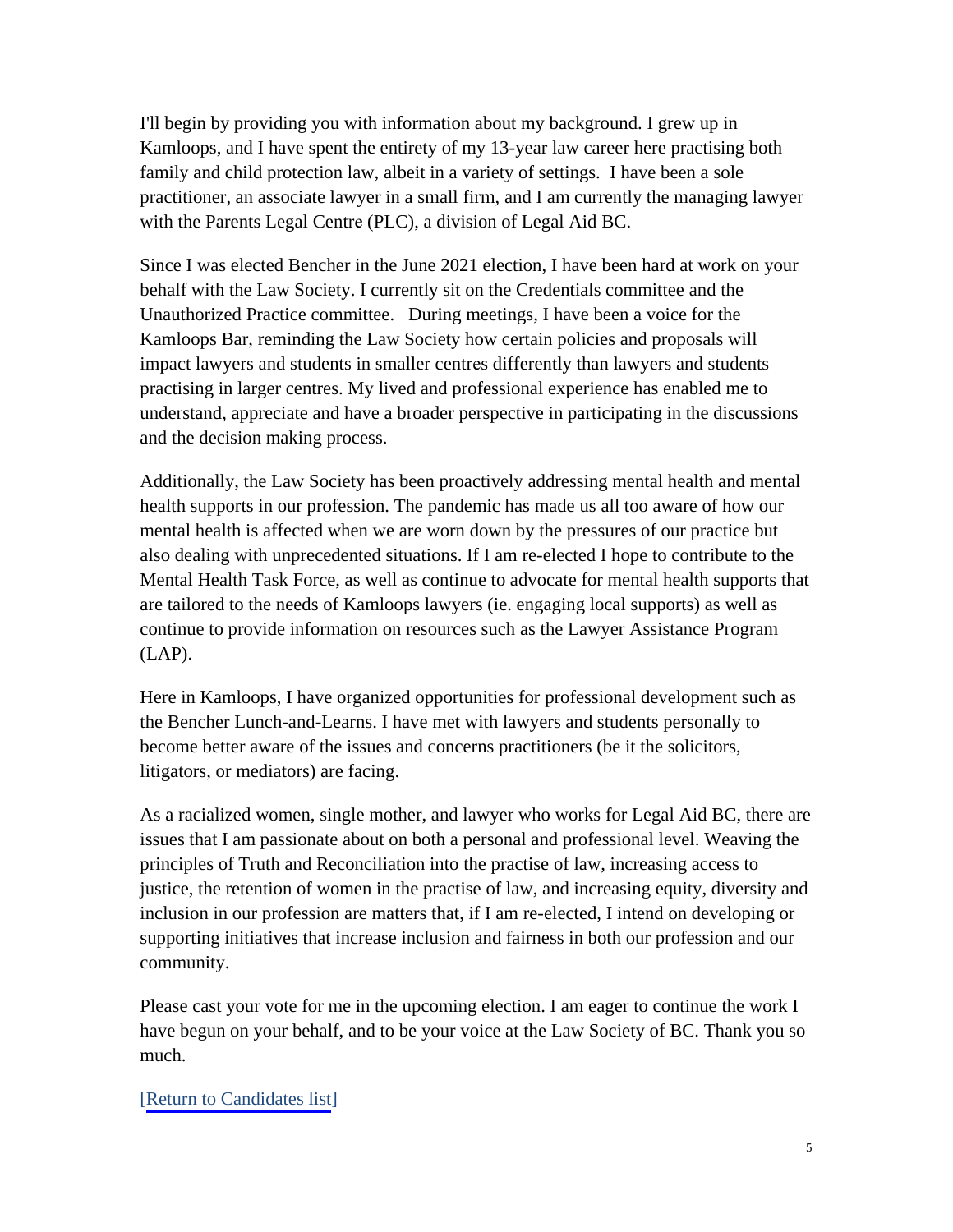I'll begin by providing you with information about my background. I grew up in Kamloops, and I have spent the entirety of my 13-year law career here practising both family and child protection law, albeit in a variety of settings. I have been a sole practitioner, an associate lawyer in a small firm, and I am currently the managing lawyer with the Parents Legal Centre (PLC), a division of Legal Aid BC.

Since I was elected Bencher in the June 2021 election, I have been hard at work on your behalf with the Law Society. I currently sit on the Credentials committee and the Unauthorized Practice committee. During meetings, I have been a voice for the Kamloops Bar, reminding the Law Society how certain policies and proposals will impact lawyers and students in smaller centres differently than lawyers and students practising in larger centres. My lived and professional experience has enabled me to understand, appreciate and have a broader perspective in participating in the discussions and the decision making process.

Additionally, the Law Society has been proactively addressing mental health and mental health supports in our profession. The pandemic has made us all too aware of how our mental health is affected when we are worn down by the pressures of our practice but also dealing with unprecedented situations. If I am re-elected I hope to contribute to the Mental Health Task Force, as well as continue to advocate for mental health supports that are tailored to the needs of Kamloops lawyers (ie. engaging local supports) as well as continue to provide information on resources such as the Lawyer Assistance Program (LAP).

Here in Kamloops, I have organized opportunities for professional development such as the Bencher Lunch-and-Learns. I have met with lawyers and students personally to become better aware of the issues and concerns practitioners (be it the solicitors, litigators, or mediators) are facing.

As a racialized women, single mother, and lawyer who works for Legal Aid BC, there are issues that I am passionate about on both a personal and professional level. Weaving the principles of Truth and Reconciliation into the practise of law, increasing access to justice, the retention of women in the practise of law, and increasing equity, diversity and inclusion in our profession are matters that, if I am re-elected, I intend on developing or supporting initiatives that increase inclusion and fairness in both our profession and our community.

Please cast your vote for me in the upcoming election. I am eager to continue the work I have begun on your behalf, and to be your voice at the Law Society of BC. Thank you so much.

[Return to Candidates list]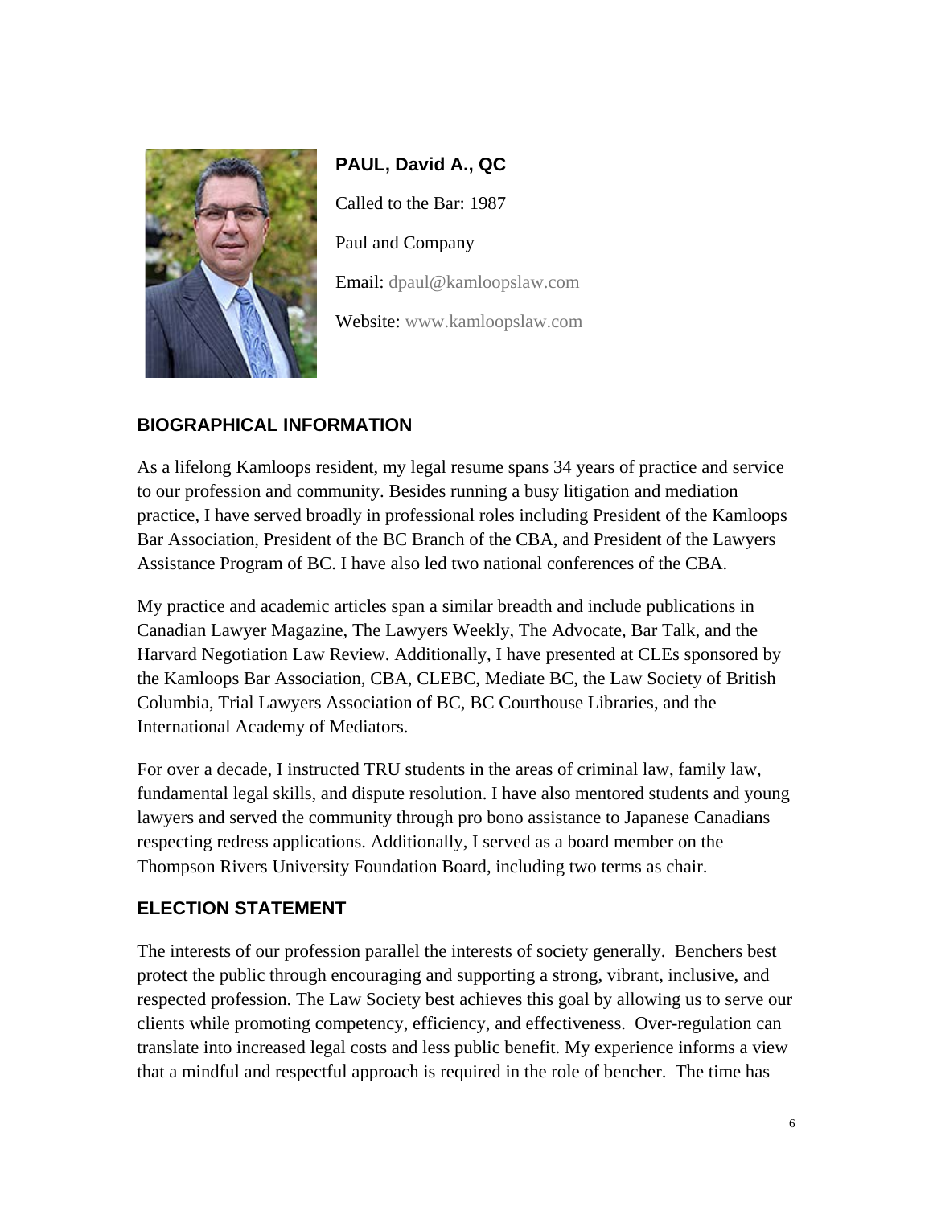**PAUL, David A., QC**

Called to the Bar: 1987

Paul and Company

Email: dpaul@kamloopslaw.com

Website: www.kamloopslaw.com

## BIOGRAPHICAL INFORMATION

As a lifelong Kamloops resident, my legal resume spans 34 years of practice and service to our profession and community. Besides running a busy litigation and mediation practice, I have served broadly in professional roles including President of the Kamloops Bar Association, President of the BC Branch of the CBA, and President of the Lawyers Assistance Program of BC. I have also led two national conferences of the CBA.

My practice and academic articles span a similar breadth and include publications in Canadian Lawyer Magazine, The Lawyers Weekly, The Advocate, Bar Talk, and the Harvard Negotiation Law Review. Additionally, I have presented at CLEs sponsored by the Kamloops Bar Association, CBA, CLEBC, Mediate BC, the Law Society of British Columbia, Trial Lawyers Association of BC, BC Courthouse Libraries, and the International Academy of Mediators.

For over a decade, I instructed TRU students in the areas of criminal law, family law, fundamental legal skills, and dispute resolution. I have also mentored students and young lawyers and served the community through pro bono assistance to Japanese Canadians respecting redress applications. Additionally, I served as a board member on the Thompson Rivers University Foundation Board, including two terms as chair.

## ELECTION STATEMENT

The interests of our profession parallel the interests of society generally. Benchers best protect the public through encouraging and supporting a strong, vibrant, inclusive, and respected profession. The Law Society best achieves this goal by allowing us to serve our clients while promoting competency, efficiency, and effectiveness. Over-regulation can translate into increased legal costs and less public benefit. My experience informs a view that a mindful and respectful approach is required in the role of bencher. The time has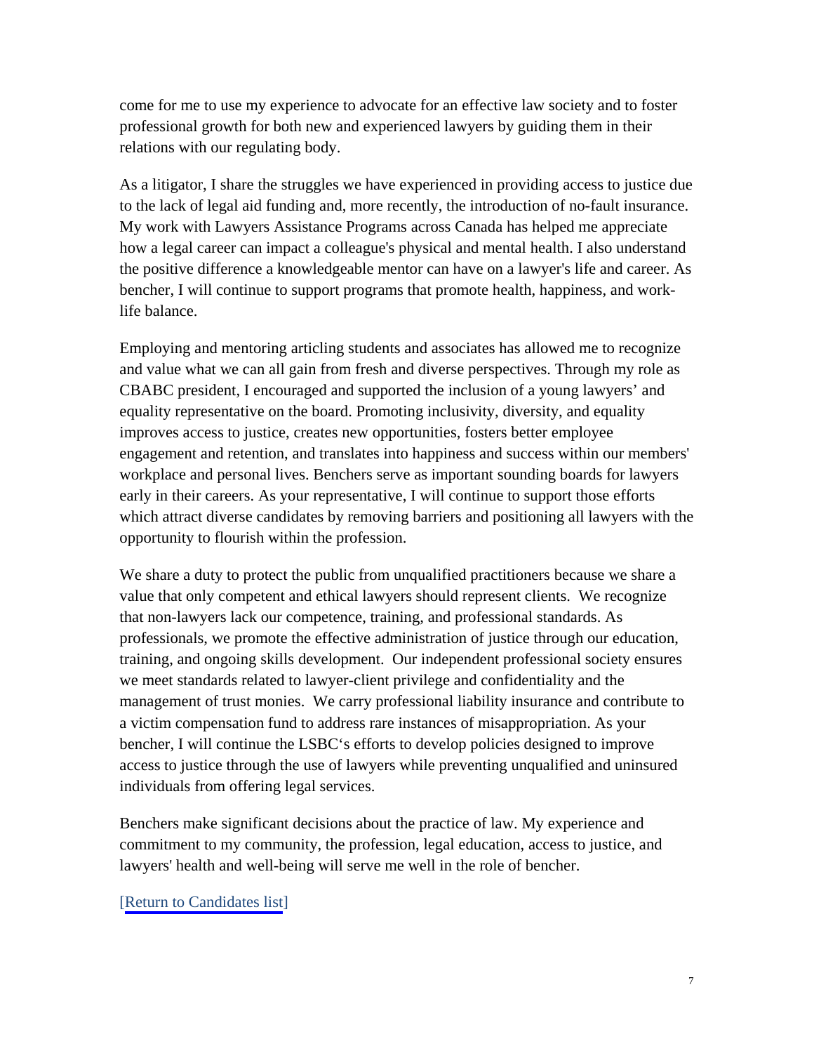come for me to use my experience to advocate for an effective law society and to foster professional growth for both new and experienced lawyers by guiding them in their relations with our regulating body.

As a litigator, I share the struggles we have experienced in providing access to justice due to the lack of legal aid funding and, more recently, the introduction of no-fault insurance. My work with Lawyers Assistance Programs across Canada has helped me appreciate how a legal career can impact a colleague's physical and mental health. I also understand the positive difference a knowledgeable mentor can have on a lawyer's life and career. As bencher, I will continue to support programs that promote health, happiness, and work-life balance.

Employing and mentoring articling students and associates has allowed me to recognize and value what we can all gain from fresh and diverse perspectives. Through my role as CBABC president, I encouraged and supported the inclusion of a young lawyers' and equality representative on the board. Promoting inclusivity, diversity, and equality improves access to justice, creates new opportunities, fosters better employee engagement and retention, and translates into happiness and success within our members' workplace and personal lives. Benchers serve as important sounding boards for lawyers early in their careers. As your representative, I will continue to support those efforts which attract diverse candidates by removing barriers and positioning all lawyers with the opportunity to flourish within the profession.

We share a duty to protect the public from unqualified practitioners because we share a value that only competent and ethical lawyers should represent clients. We recognize that non-lawyers lack our competence, training, and professional standards. As professionals, we promote the effective administration of justice through our education, training, and ongoing skills development. Our independent professional society ensures we meet standards related to lawyer-client privilege and confidentiality and the management of trust monies. We carry professional liability insurance and contribute to a victim compensation fund to address rare instances of misappropriation. As your bencher, I will continue the LSBC's efforts to develop policies designed to improve access to justice through the use of lawyers while preventing unqualified and uninsured individuals from offering legal services.

Benchers make significant decisions about the practice of law. My experience and commitment to my community, the profession, legal education, access to justice, and lawyers' health and well-being will serve me well in the role of bencher.

[Return to Candidates list]